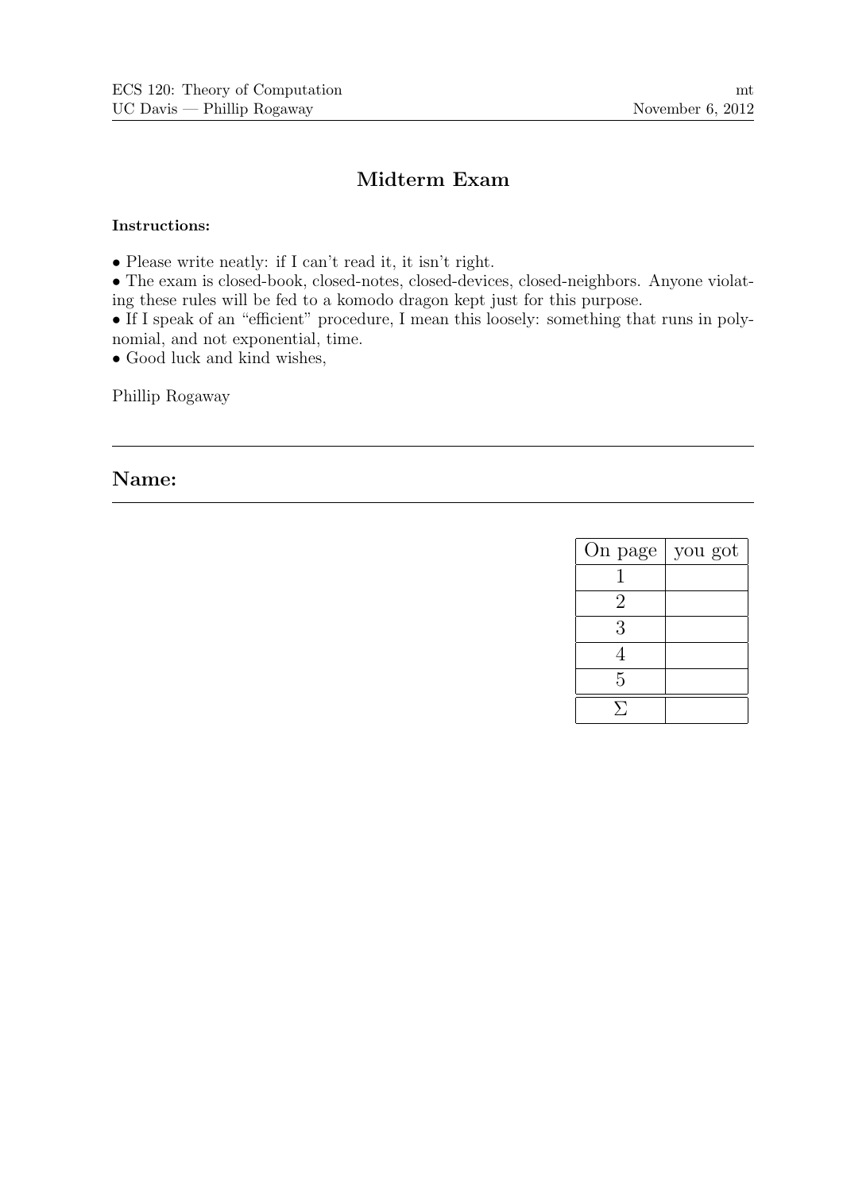ECS 120: Theory of Computation
UC Davis — Phillip Rogaway

mt
November 6, 2012

# Midterm Exam

**Instructions:**

- Please write neatly: if I can't read it, it isn't right.
- The exam is closed-book, closed-notes, closed-devices, closed-neighbors. Anyone violating these rules will be fed to a komodo dragon kept just for this purpose.
- If I speak of an "efficient" procedure, I mean this loosely: something that runs in polynomial, and not exponential, time.
- Good luck and kind wishes,

Phillip Rogaway

---

## Name:

---

| On page | you got |
|---|---|
| 1 | |
| 2 | |
| 3 | |
| 4 | |
| 5 | |
| $\Sigma$ | |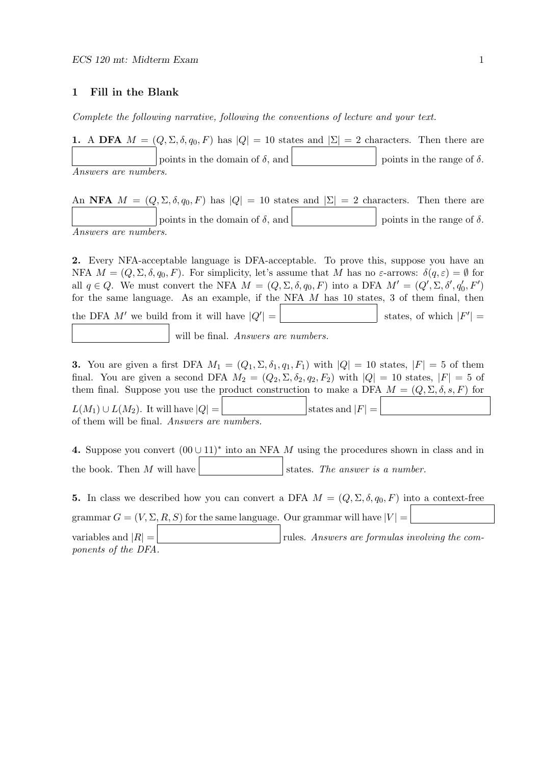## 1 Fill in the Blank

*Complete the following narrative, following the conventions of lecture and your text.*

**1.** A **DFA** $M = (Q, \Sigma, \delta, q_0, F)$ has $|Q| = 10$ states and $|\Sigma| = 2$ characters. Then there are \_\_\_\_\_\_\_\_ points in the domain of $\delta$, and \_\_\_\_\_\_\_\_ points in the range of $\delta$. *Answers are numbers.*

An **NFA** $M = (Q, \Sigma, \delta, q_0, F)$ has $|Q| = 10$ states and $|\Sigma| = 2$ characters. Then there are \_\_\_\_\_\_\_\_ points in the domain of $\delta$, and \_\_\_\_\_\_\_\_ points in the range of $\delta$. *Answers are numbers.*

**2.** Every NFA-acceptable language is DFA-acceptable. To prove this, suppose you have an NFA $M = (Q, \Sigma, \delta, q_0, F)$. For simplicity, let's assume that $M$ has no $\varepsilon$-arrows: $\delta(q, \varepsilon) = \emptyset$ for all $q \in Q$. We must convert the NFA $M = (Q, \Sigma, \delta, q_0, F)$ into a DFA $M' = (Q', \Sigma, \delta', q_0', F')$ for the same language. As an example, if the NFA $M$ has 10 states, 3 of them final, then the DFA $M'$ we build from it will have $|Q'| =$ \_\_\_\_\_\_\_\_ states, of which $|F'| =$ \_\_\_\_\_\_\_\_ will be final. *Answers are numbers.*

**3.** You are given a first DFA $M_1 = (Q_1, \Sigma, \delta_1, q_1, F_1)$ with $|Q| = 10$ states, $|F| = 5$ of them final. You are given a second DFA $M_2 = (Q_2, \Sigma, \delta_2, q_2, F_2)$ with $|Q| = 10$ states, $|F| = 5$ of them final. Suppose you use the product construction to make a DFA $M = (Q, \Sigma, \delta, s, F)$ for $L(M_1) \cup L(M_2)$. It will have $|Q| =$ \_\_\_\_\_\_\_\_ states and $|F| =$ \_\_\_\_\_\_\_\_ of them will be final. *Answers are numbers.*

**4.** Suppose you convert $(00 \cup 11)^*$ into an NFA $M$ using the procedures shown in class and in the book. Then $M$ will have \_\_\_\_\_\_\_\_ states. *The answer is a number.*

**5.** In class we described how you can convert a DFA $M = (Q, \Sigma, \delta, q_0, F)$ into a context-free grammar $G = (V, \Sigma, R, S)$ for the same language. Our grammar will have $|V| =$ \_\_\_\_\_\_\_\_ variables and $|R| =$ \_\_\_\_\_\_\_\_ rules. *Answers are formulas involving the components of the DFA.*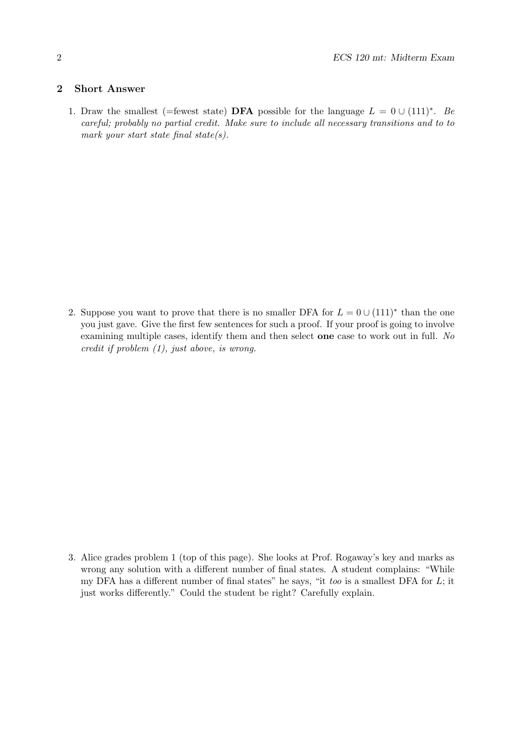## 2 Short Answer

1. Draw the smallest (=fewest state) **DFA** possible for the language $L = 0 \cup (111)^*$. *Be careful; probably no partial credit. Make sure to include all necessary transitions and to to mark your start state final state(s).*

2. Suppose you want to prove that there is no smaller DFA for $L = 0 \cup (111)^*$ than the one you just gave. Give the first few sentences for such a proof. If your proof is going to involve examining multiple cases, identify them and then select **one** case to work out in full. *No credit if problem (1), just above, is wrong.*

3. Alice grades problem 1 (top of this page). She looks at Prof. Rogaway's key and marks as wrong any solution with a different number of final states. A student complains: "While my DFA has a different number of final states" he says, "it *too* is a smallest DFA for $L$; it just works differently." Could the student be right? Carefully explain.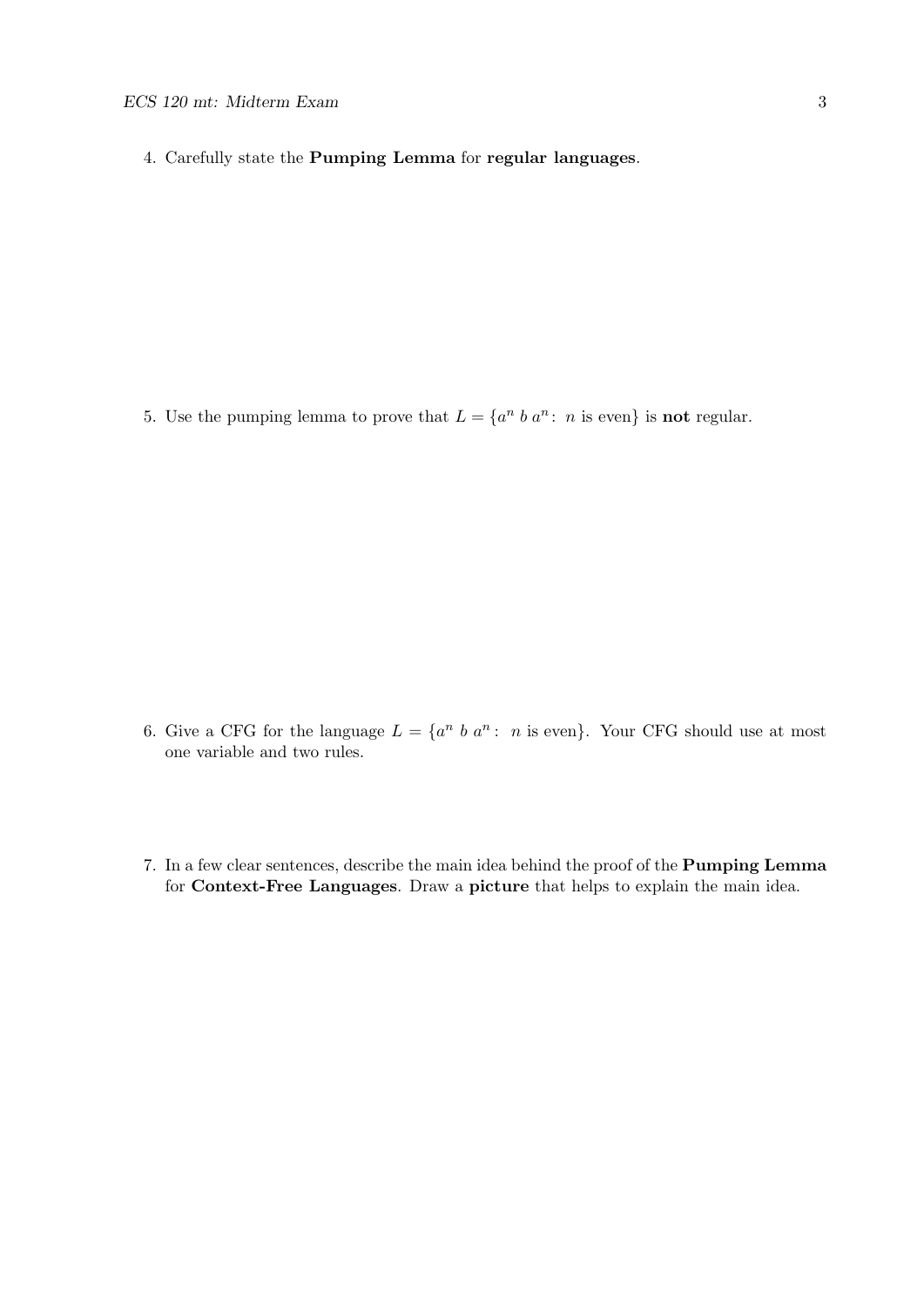4. Carefully state the **Pumping Lemma** for **regular languages**.

5. Use the pumping lemma to prove that $L = \{a^n\, b\, a^n : \; n \text{ is even}\}$ is **not** regular.

6. Give a CFG for the language $L = \{a^n\, b\, a^n : \; n \text{ is even}\}$. Your CFG should use at most one variable and two rules.

7. In a few clear sentences, describe the main idea behind the proof of the **Pumping Lemma** for **Context-Free Languages**. Draw a **picture** that helps to explain the main idea.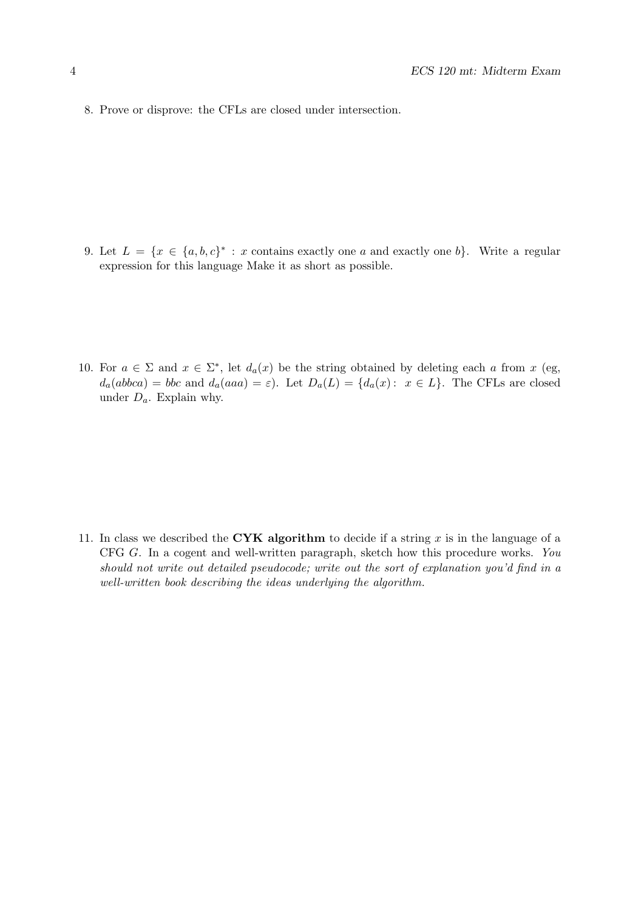8. Prove or disprove: the CFLs are closed under intersection.

9. Let $L = \{x \in \{a, b, c\}^* : x$ contains exactly one $a$ and exactly one $b\}$. Write a regular expression for this language Make it as short as possible.

10. For $a \in \Sigma$ and $x \in \Sigma^*$, let $d_a(x)$ be the string obtained by deleting each $a$ from $x$ (eg, $d_a(abbca) = bbc$ and $d_a(aaa) = \varepsilon$). Let $D_a(L) = \{d_a(x) : x \in L\}$. The CFLs are closed under $D_a$. Explain why.

11. In class we described the **CYK algorithm** to decide if a string $x$ is in the language of a CFG $G$. In a cogent and well-written paragraph, sketch how this procedure works. *You should not write out detailed pseudocode; write out the sort of explanation you'd find in a well-written book describing the ideas underlying the algorithm.*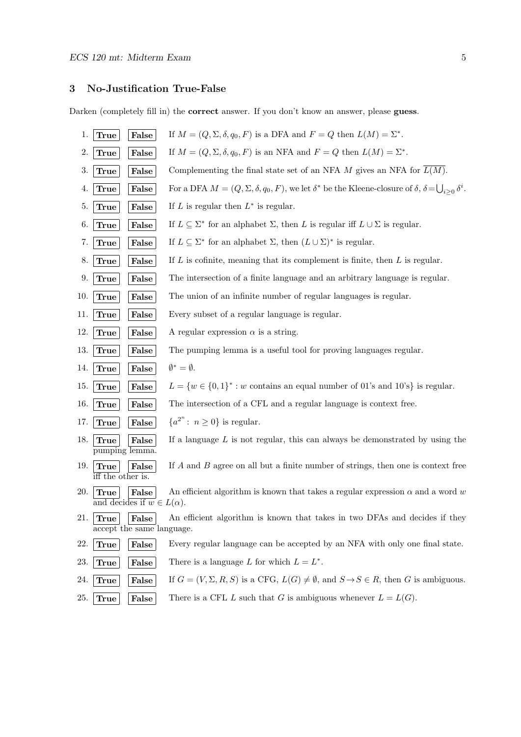## 3 No-Justification True-False

Darken (completely fill in) the **correct** answer. If you don't know an answer, please **guess**.

1. **True** **False** If $M = (Q, \Sigma, \delta, q_0, F)$ is a DFA and $F = Q$ then $L(M) = \Sigma^*$.
2. **True** **False** If $M = (Q, \Sigma, \delta, q_0, F)$ is an NFA and $F = Q$ then $L(M) = \Sigma^*$.
3. **True** **False** Complementing the final state set of an NFA $M$ gives an NFA for $\overline{L(M)}$.
4. **True** **False** For a DFA $M = (Q, \Sigma, \delta, q_0, F)$, we let $\delta^*$ be the Kleene-closure of $\delta$, $\delta = \bigcup_{i \geq 0} \delta^i$.
5. **True** **False** If $L$ is regular then $L^*$ is regular.
6. **True** **False** If $L \subseteq \Sigma^*$ for an alphabet $\Sigma$, then $L$ is regular iff $L \cup \Sigma$ is regular.
7. **True** **False** If $L \subseteq \Sigma^*$ for an alphabet $\Sigma$, then $(L \cup \Sigma)^*$ is regular.
8. **True** **False** If $L$ is cofinite, meaning that its complement is finite, then $L$ is regular.
9. **True** **False** The intersection of a finite language and an arbitrary language is regular.
10. **True** **False** The union of an infinite number of regular languages is regular.
11. **True** **False** Every subset of a regular language is regular.
12. **True** **False** A regular expression $\alpha$ is a string.
13. **True** **False** The pumping lemma is a useful tool for proving languages regular.
14. **True** **False** $\emptyset^* = \emptyset$.
15. **True** **False** $L = \{w \in \{0, 1\}^* : w$ contains an equal number of 01's and 10's$\}$ is regular.
16. **True** **False** The intersection of a CFL and a regular language is context free.
17. **True** **False** $\{a^{2^n} : n \geq 0\}$ is regular.
18. **True** **False** If a language $L$ is not regular, this can always be demonstrated by using the pumping lemma.
19. **True** **False** If $A$ and $B$ agree on all but a finite number of strings, then one is context free iff the other is.
20. **True** **False** An efficient algorithm is known that takes a regular expression $\alpha$ and a word $w$ and decides if $w \in L(\alpha)$.
21. **True** **False** An efficient algorithm is known that takes in two DFAs and decides if they accept the same language.
22. **True** **False** Every regular language can be accepted by an NFA with only one final state.
23. **True** **False** There is a language $L$ for which $L = L^*$.
24. **True** **False** If $G = (V, \Sigma, R, S)$ is a CFG, $L(G) \neq \emptyset$, and $S \to S \in R$, then $G$ is ambiguous.
25. **True** **False** There is a CFL $L$ such that $G$ is ambiguous whenever $L = L(G)$.